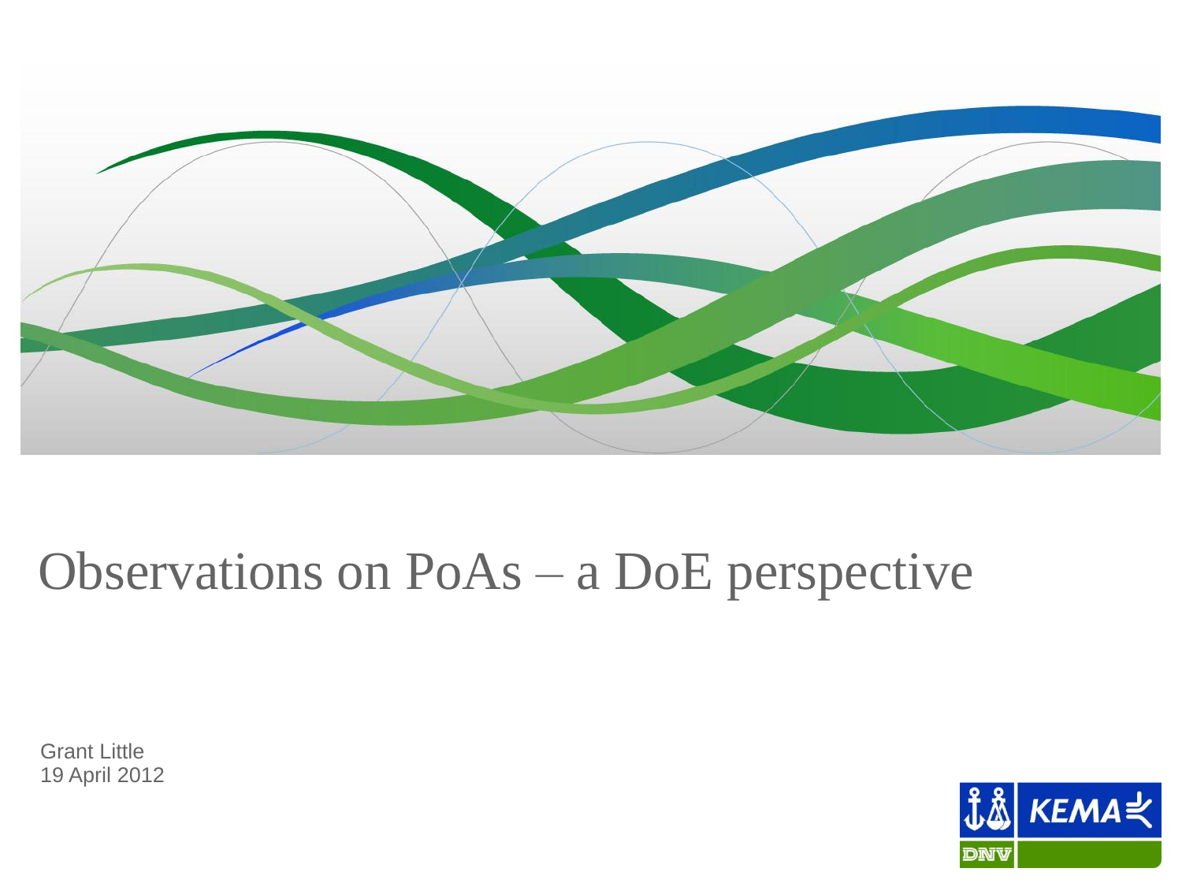# Observations on PoAs – a DoE perspective

Grant Little
19 April 2012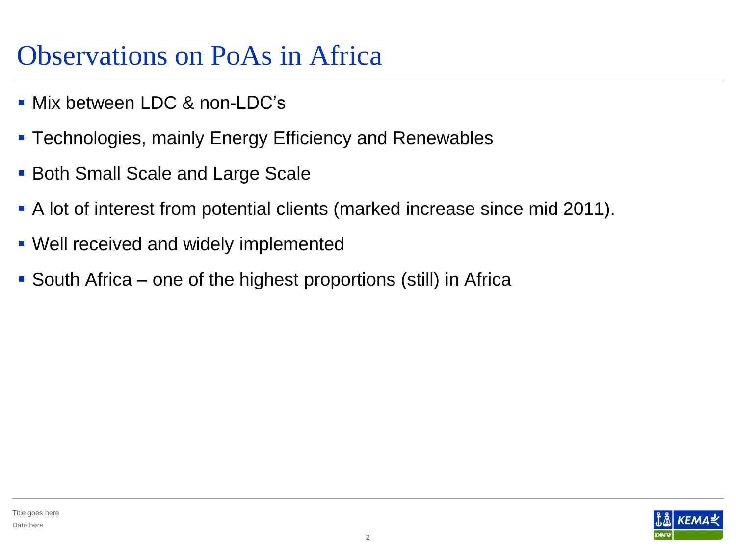# Observations on PoAs in Africa

- Mix between LDC & non-LDC's
- Technologies, mainly Energy Efficiency and Renewables
- Both Small Scale and Large Scale
- A lot of interest from potential clients (marked increase since mid 2011).
- Well received and widely implemented
- South Africa – one of the highest proportions (still) in Africa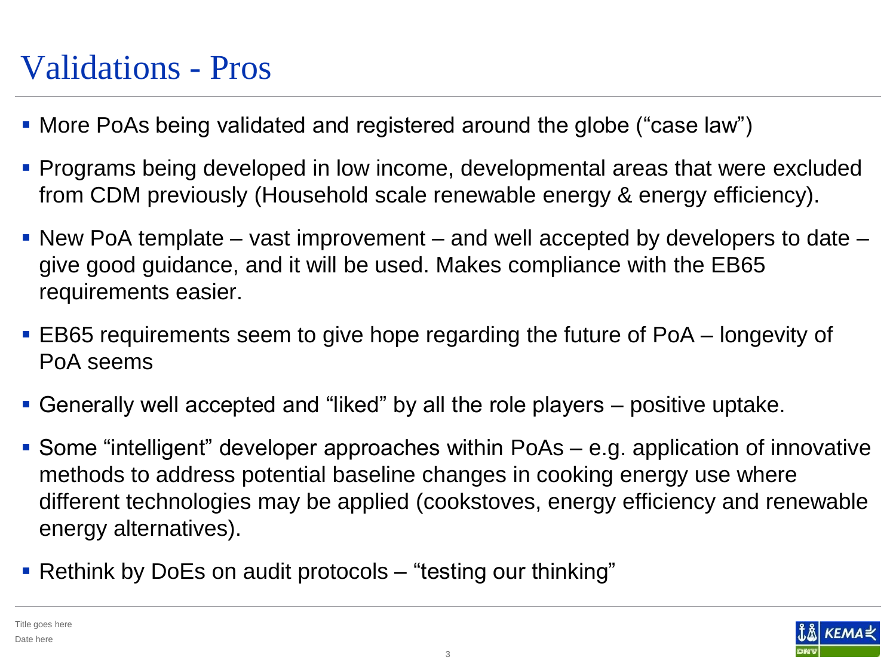# Validations - Pros

- More PoAs being validated and registered around the globe ("case law")
- Programs being developed in low income, developmental areas that were excluded from CDM previously (Household scale renewable energy & energy efficiency).
- New PoA template – vast improvement – and well accepted by developers to date – give good guidance, and it will be used. Makes compliance with the EB65 requirements easier.
- EB65 requirements seem to give hope regarding the future of PoA – longevity of PoA seems
- Generally well accepted and "liked" by all the role players – positive uptake.
- Some "intelligent" developer approaches within PoAs – e.g. application of innovative methods to address potential baseline changes in cooking energy use where different technologies may be applied (cookstoves, energy efficiency and renewable energy alternatives).
- Rethink by DoEs on audit protocols – "testing our thinking"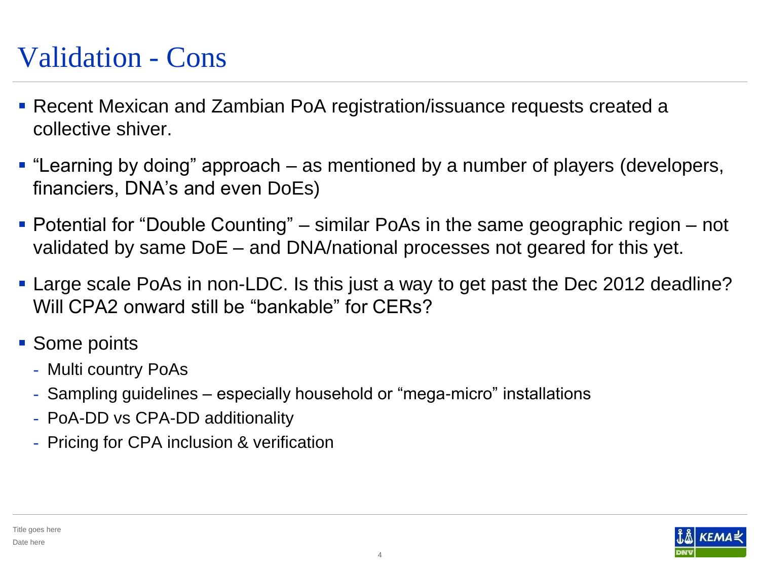# Validation - Cons

- Recent Mexican and Zambian PoA registration/issuance requests created a collective shiver.
- "Learning by doing" approach – as mentioned by a number of players (developers, financiers, DNA's and even DoEs)
- Potential for "Double Counting" – similar PoAs in the same geographic region – not validated by same DoE – and DNA/national processes not geared for this yet.
- Large scale PoAs in non-LDC. Is this just a way to get past the Dec 2012 deadline? Will CPA2 onward still be "bankable" for CERs?
- Some points
  - Multi country PoAs
  - Sampling guidelines – especially household or "mega-micro" installations
  - PoA-DD vs CPA-DD additionality
  - Pricing for CPA inclusion & verification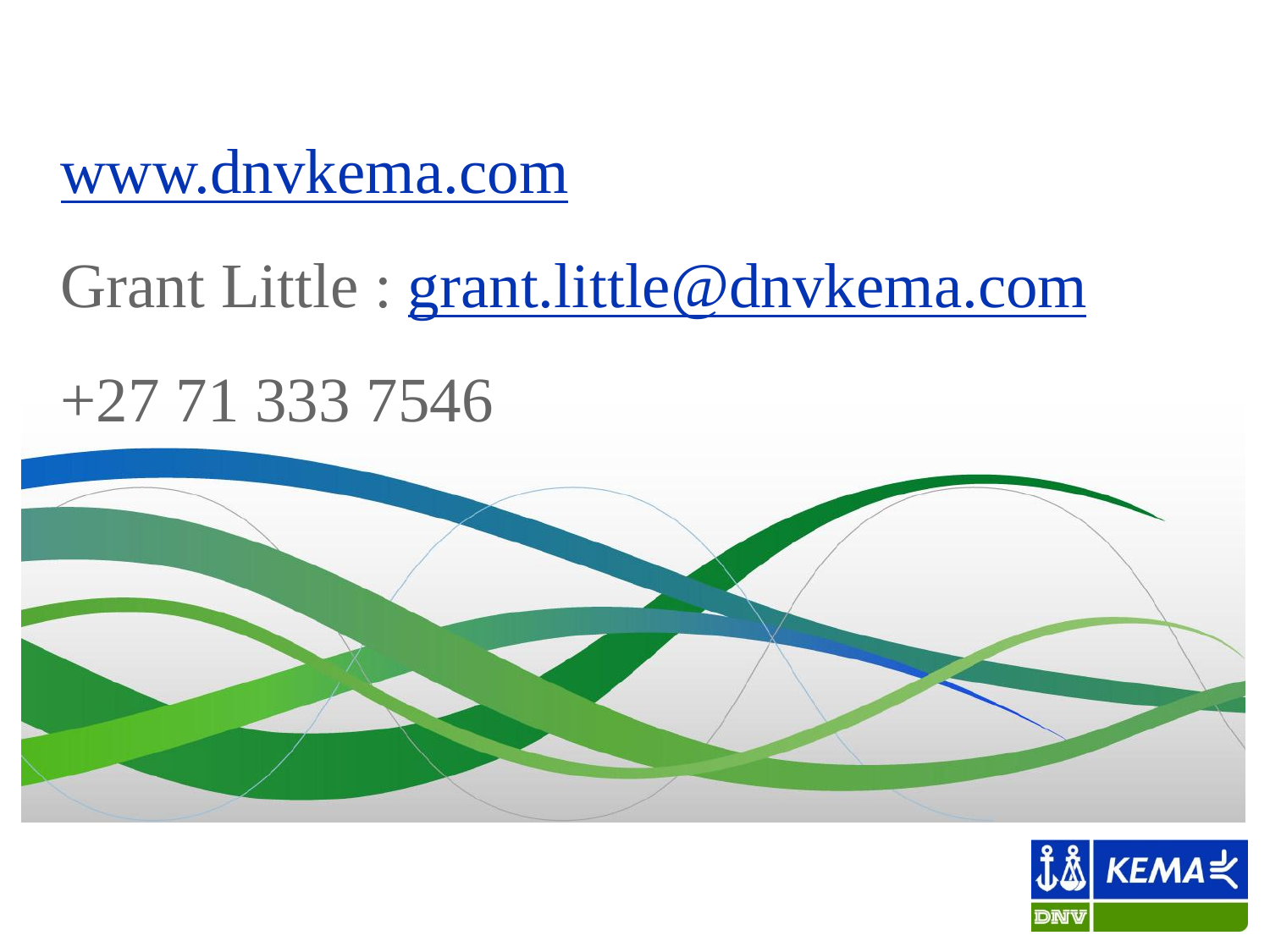www.dnvkema.com

Grant Little : grant.little@dnvkema.com

+27 71 333 7546